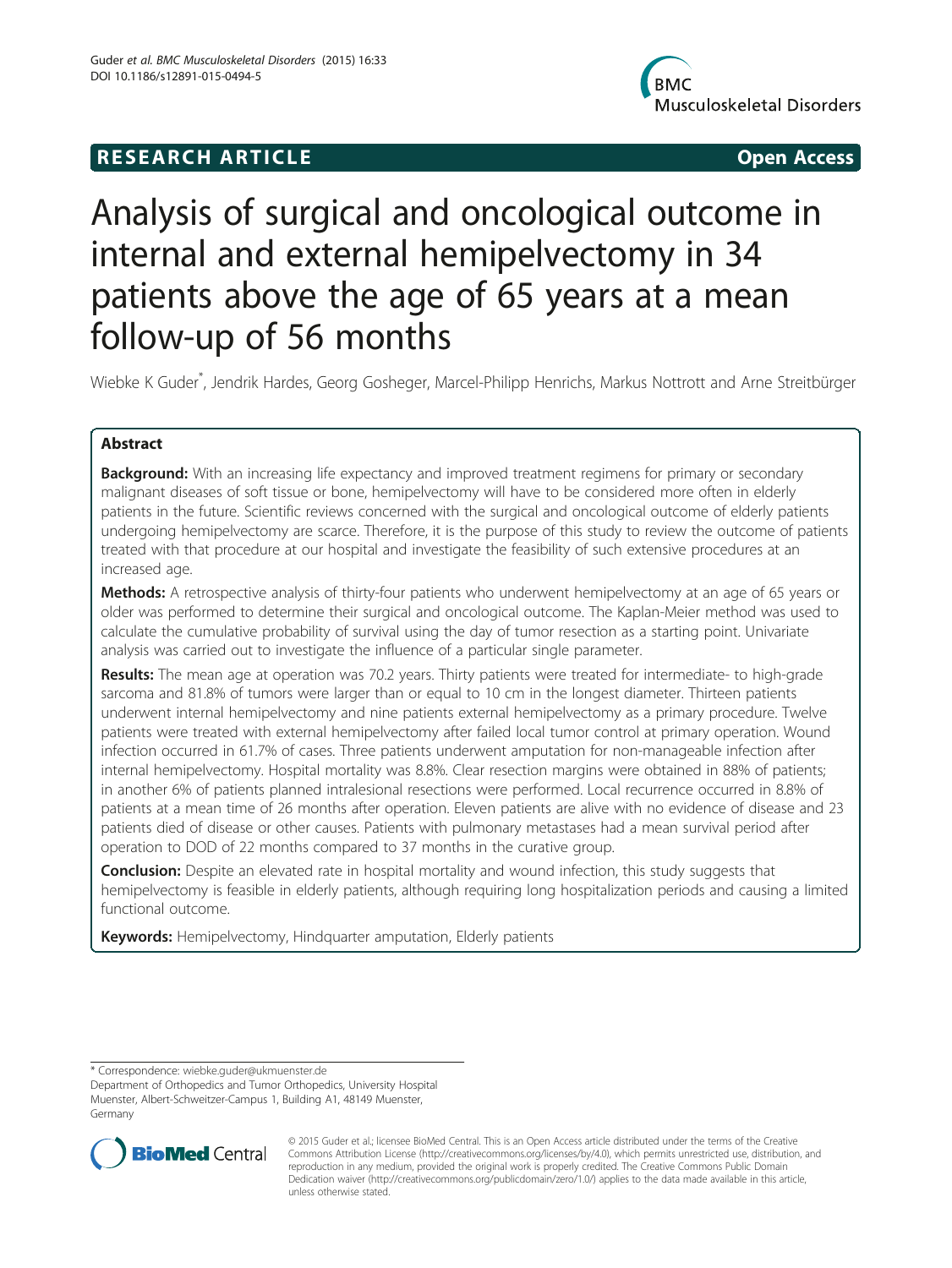RESEARCH ARTICLE

Open Access

# Analysis of surgical and oncological outcome in internal and external hemipelvectomy in 34 patients above the age of 65 years at a mean follow-up of 56 months

Wiebke K Guder*, Jendrik Hardes, Georg Gosheger, Marcel-Philipp Henrichs, Markus Nottrott and Arne Streitbürger

## Abstract

**Background:** With an increasing life expectancy and improved treatment regimens for primary or secondary malignant diseases of soft tissue or bone, hemipelvectomy will have to be considered more often in elderly patients in the future. Scientific reviews concerned with the surgical and oncological outcome of elderly patients undergoing hemipelvectomy are scarce. Therefore, it is the purpose of this study to review the outcome of patients treated with that procedure at our hospital and investigate the feasibility of such extensive procedures at an increased age.

**Methods:** A retrospective analysis of thirty-four patients who underwent hemipelvectomy at an age of 65 years or older was performed to determine their surgical and oncological outcome. The Kaplan-Meier method was used to calculate the cumulative probability of survival using the day of tumor resection as a starting point. Univariate analysis was carried out to investigate the influence of a particular single parameter.

**Results:** The mean age at operation was 70.2 years. Thirty patients were treated for intermediate- to high-grade sarcoma and 81.8% of tumors were larger than or equal to 10 cm in the longest diameter. Thirteen patients underwent internal hemipelvectomy and nine patients external hemipelvectomy as a primary procedure. Twelve patients were treated with external hemipelvectomy after failed local tumor control at primary operation. Wound infection occurred in 61.7% of cases. Three patients underwent amputation for non-manageable infection after internal hemipelvectomy. Hospital mortality was 8.8%. Clear resection margins were obtained in 88% of patients; in another 6% of patients planned intralesional resections were performed. Local recurrence occurred in 8.8% of patients at a mean time of 26 months after operation. Eleven patients are alive with no evidence of disease and 23 patients died of disease or other causes. Patients with pulmonary metastases had a mean survival period after operation to DOD of 22 months compared to 37 months in the curative group.

**Conclusion:** Despite an elevated rate in hospital mortality and wound infection, this study suggests that hemipelvectomy is feasible in elderly patients, although requiring long hospitalization periods and causing a limited functional outcome.

**Keywords:** Hemipelvectomy, Hindquarter amputation, Elderly patients

---

* Correspondence: wiebke.guder@ukmuenster.de
Department of Orthopedics and Tumor Orthopedics, University Hospital Muenster, Albert-Schweitzer-Campus 1, Building A1, 48149 Muenster, Germany

© 2015 Guder et al.; licensee BioMed Central. This is an Open Access article distributed under the terms of the Creative Commons Attribution License (http://creativecommons.org/licenses/by/4.0), which permits unrestricted use, distribution, and reproduction in any medium, provided the original work is properly credited. The Creative Commons Public Domain Dedication waiver (http://creativecommons.org/publicdomain/zero/1.0/) applies to the data made available in this article, unless otherwise stated.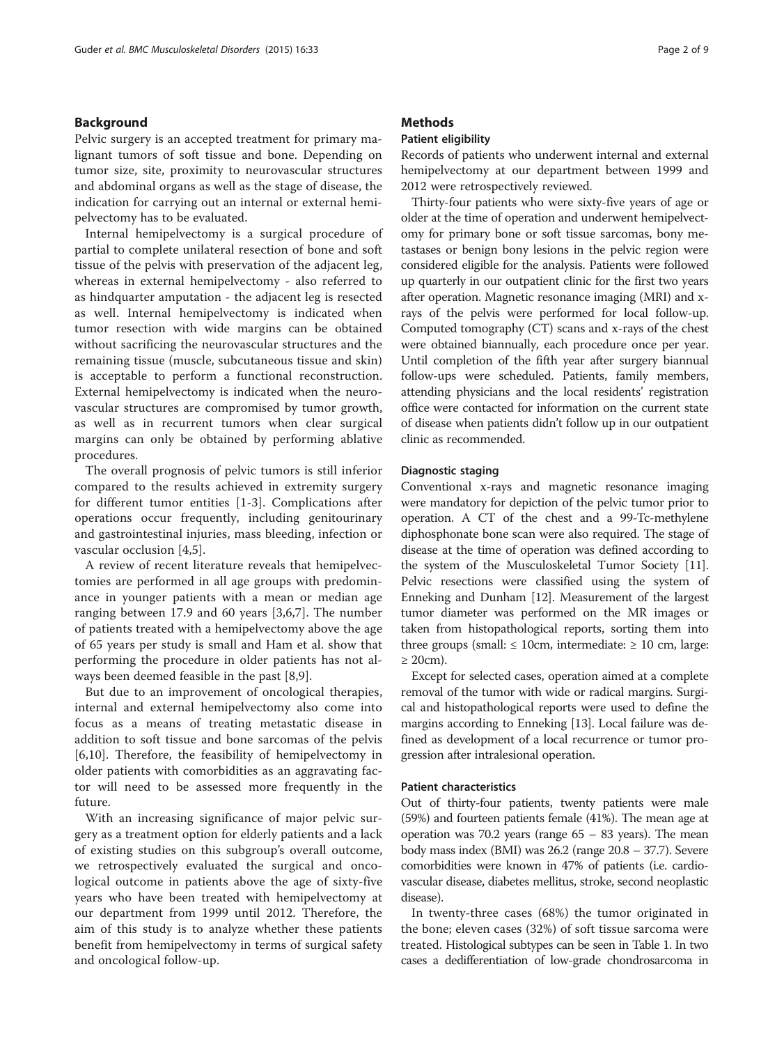## Background

Pelvic surgery is an accepted treatment for primary malignant tumors of soft tissue and bone. Depending on tumor size, site, proximity to neurovascular structures and abdominal organs as well as the stage of disease, the indication for carrying out an internal or external hemipelvectomy has to be evaluated.

Internal hemipelvectomy is a surgical procedure of partial to complete unilateral resection of bone and soft tissue of the pelvis with preservation of the adjacent leg, whereas in external hemipelvectomy - also referred to as hindquarter amputation - the adjacent leg is resected as well. Internal hemipelvectomy is indicated when tumor resection with wide margins can be obtained without sacrificing the neurovascular structures and the remaining tissue (muscle, subcutaneous tissue and skin) is acceptable to perform a functional reconstruction. External hemipelvectomy is indicated when the neurovascular structures are compromised by tumor growth, as well as in recurrent tumors when clear surgical margins can only be obtained by performing ablative procedures.

The overall prognosis of pelvic tumors is still inferior compared to the results achieved in extremity surgery for different tumor entities [1-3]. Complications after operations occur frequently, including genitourinary and gastrointestinal injuries, mass bleeding, infection or vascular occlusion [4,5].

A review of recent literature reveals that hemipelvectomies are performed in all age groups with predominance in younger patients with a mean or median age ranging between 17.9 and 60 years [3,6,7]. The number of patients treated with a hemipelvectomy above the age of 65 years per study is small and Ham et al. show that performing the procedure in older patients has not always been deemed feasible in the past [8,9].

But due to an improvement of oncological therapies, internal and external hemipelvectomy also come into focus as a means of treating metastatic disease in addition to soft tissue and bone sarcomas of the pelvis [6,10]. Therefore, the feasibility of hemipelvectomy in older patients with comorbidities as an aggravating factor will need to be assessed more frequently in the future.

With an increasing significance of major pelvic surgery as a treatment option for elderly patients and a lack of existing studies on this subgroup's overall outcome, we retrospectively evaluated the surgical and oncological outcome in patients above the age of sixty-five years who have been treated with hemipelvectomy at our department from 1999 until 2012. Therefore, the aim of this study is to analyze whether these patients benefit from hemipelvectomy in terms of surgical safety and oncological follow-up.

## Methods

### Patient eligibility

Records of patients who underwent internal and external hemipelvectomy at our department between 1999 and 2012 were retrospectively reviewed.

Thirty-four patients who were sixty-five years of age or older at the time of operation and underwent hemipelvectomy for primary bone or soft tissue sarcomas, bony metastases or benign bony lesions in the pelvic region were considered eligible for the analysis. Patients were followed up quarterly in our outpatient clinic for the first two years after operation. Magnetic resonance imaging (MRI) and x-rays of the pelvis were performed for local follow-up. Computed tomography (CT) scans and x-rays of the chest were obtained biannually, each procedure once per year. Until completion of the fifth year after surgery biannual follow-ups were scheduled. Patients, family members, attending physicians and the local residents' registration office were contacted for information on the current state of disease when patients didn't follow up in our outpatient clinic as recommended.

### Diagnostic staging

Conventional x-rays and magnetic resonance imaging were mandatory for depiction of the pelvic tumor prior to operation. A CT of the chest and a 99-Tc-methylene diphosphonate bone scan were also required. The stage of disease at the time of operation was defined according to the system of the Musculoskeletal Tumor Society [11]. Pelvic resections were classified using the system of Enneking and Dunham [12]. Measurement of the largest tumor diameter was performed on the MR images or taken from histopathological reports, sorting them into three groups (small: ≤ 10cm, intermediate: ≥ 10 cm, large: ≥ 20cm).

Except for selected cases, operation aimed at a complete removal of the tumor with wide or radical margins. Surgical and histopathological reports were used to define the margins according to Enneking [13]. Local failure was defined as development of a local recurrence or tumor progression after intralesional operation.

### Patient characteristics

Out of thirty-four patients, twenty patients were male (59%) and fourteen patients female (41%). The mean age at operation was 70.2 years (range 65 – 83 years). The mean body mass index (BMI) was 26.2 (range 20.8 – 37.7). Severe comorbidities were known in 47% of patients (i.e. cardiovascular disease, diabetes mellitus, stroke, second neoplastic disease).

In twenty-three cases (68%) the tumor originated in the bone; eleven cases (32%) of soft tissue sarcoma were treated. Histological subtypes can be seen in Table 1. In two cases a dedifferentiation of low-grade chondrosarcoma in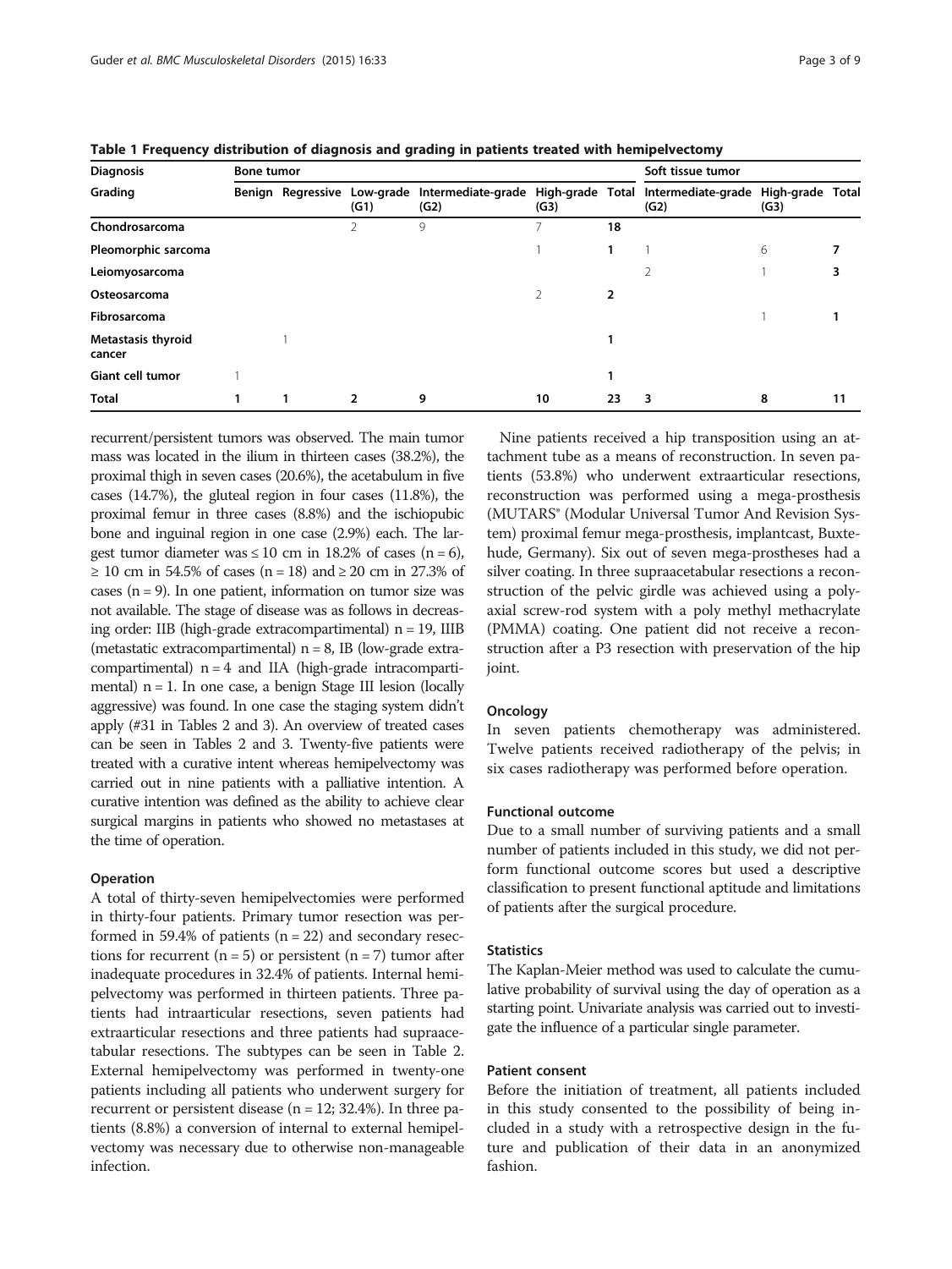**Table 1 Frequency distribution of diagnosis and grading in patients treated with hemipelvectomy**

| Diagnosis | Bone tumor | | | | | | Soft tissue tumor | | |
|---|---|---|---|---|---|---|---|---|---|
| Grading | Benign | Regressive | Low-grade (G1) | Intermediate-grade (G2) | High-grade (G3) | Total | Intermediate-grade (G2) | High-grade (G3) | Total |
| **Chondrosarcoma** | | | 2 | 9 | 7 | **18** | | | |
| **Pleomorphic sarcoma** | | | | | 1 | **1** | 1 | 6 | **7** |
| **Leiomyosarcoma** | | | | | | | 2 | 1 | **3** |
| **Osteosarcoma** | | | | | 2 | **2** | | | |
| **Fibrosarcoma** | | | | | | | | 1 | **1** |
| **Metastasis thyroid cancer** | | 1 | | | | **1** | | | |
| **Giant cell tumor** | 1 | | | | | **1** | | | |
| **Total** | **1** | **1** | **2** | **9** | **10** | **23** | **3** | **8** | **11** |

recurrent/persistent tumors was observed. The main tumor mass was located in the ilium in thirteen cases (38.2%), the proximal thigh in seven cases (20.6%), the acetabulum in five cases (14.7%), the gluteal region in four cases (11.8%), the proximal femur in three cases (8.8%) and the ischiopubic bone and inguinal region in one case (2.9%) each. The largest tumor diameter was ≤ 10 cm in 18.2% of cases (n = 6), ≥ 10 cm in 54.5% of cases (n = 18) and ≥ 20 cm in 27.3% of cases (n = 9). In one patient, information on tumor size was not available. The stage of disease was as follows in decreasing order: IIB (high-grade extracompartimental) n = 19, IIIB (metastatic extracompartimental) n = 8, IB (low-grade extracompartimental) n = 4 and IIA (high-grade intracompartimental) n = 1. In one case, a benign Stage III lesion (locally aggressive) was found. In one case the staging system didn't apply (#31 in Tables 2 and 3). An overview of treated cases can be seen in Tables 2 and 3. Twenty-five patients were treated with a curative intent whereas hemipelvectomy was carried out in nine patients with a palliative intention. A curative intention was defined as the ability to achieve clear surgical margins in patients who showed no metastases at the time of operation.

### Operation

A total of thirty-seven hemipelvectomies were performed in thirty-four patients. Primary tumor resection was performed in 59.4% of patients (n = 22) and secondary resections for recurrent (n = 5) or persistent (n = 7) tumor after inadequate procedures in 32.4% of patients. Internal hemipelvectomy was performed in thirteen patients. Three patients had intraarticular resections, seven patients had extraarticular resections and three patients had supraacetabular resections. The subtypes can be seen in Table 2. External hemipelvectomy was performed in twenty-one patients including all patients who underwent surgery for recurrent or persistent disease (n = 12; 32.4%). In three patients (8.8%) a conversion of internal to external hemipelvectomy was necessary due to otherwise non-manageable infection.

Nine patients received a hip transposition using an attachment tube as a means of reconstruction. In seven patients (53.8%) who underwent extraarticular resections, reconstruction was performed using a mega-prosthesis (MUTARS® (Modular Universal Tumor And Revision System) proximal femur mega-prosthesis, implantcast, Buxtehude, Germany). Six out of seven mega-prostheses had a silver coating. In three supraacetabular resections a reconstruction of the pelvic girdle was achieved using a polyaxial screw-rod system with a poly methyl methacrylate (PMMA) coating. One patient did not receive a reconstruction after a P3 resection with preservation of the hip joint.

### Oncology

In seven patients chemotherapy was administered. Twelve patients received radiotherapy of the pelvis; in six cases radiotherapy was performed before operation.

### Functional outcome

Due to a small number of surviving patients and a small number of patients included in this study, we did not perform functional outcome scores but used a descriptive classification to present functional aptitude and limitations of patients after the surgical procedure.

### Statistics

The Kaplan-Meier method was used to calculate the cumulative probability of survival using the day of operation as a starting point. Univariate analysis was carried out to investigate the influence of a particular single parameter.

### Patient consent

Before the initiation of treatment, all patients included in this study consented to the possibility of being included in a study with a retrospective design in the future and publication of their data in an anonymized fashion.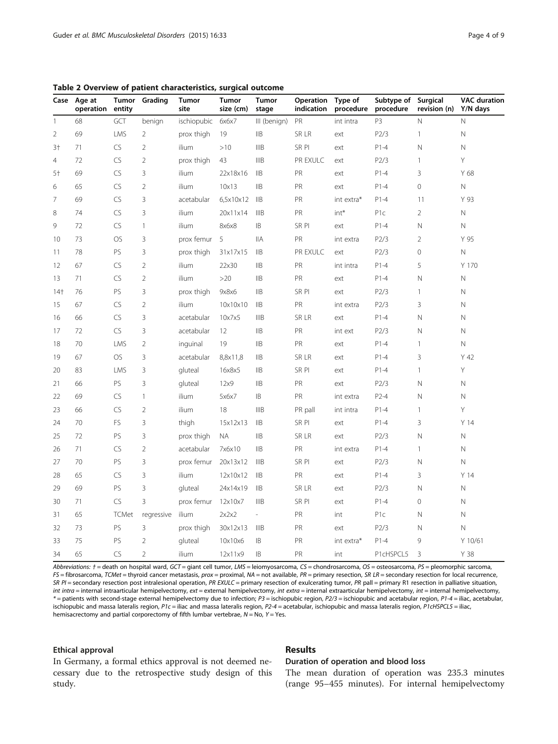**Table 2 Overview of patient characteristics, surgical outcome**

| Case | Age at operation | Tumor entity | Grading | Tumor site | Tumor size (cm) | Tumor stage | Operation indication | Type of procedure | Subtype of procedure | Surgical revision (n) | VAC duration Y/N days |
|---|---|---|---|---|---|---|---|---|---|---|---|
| 1 | 68 | GCT | benign | ischiopubic | 6x6x7 | III (benign) | PR | int intra | P3 | N | N |
| 2 | 69 | LMS | 2 | prox thigh | 19 | IIB | SR LR | ext | P2/3 | 1 | N |
| 3† | 71 | CS | 2 | ilium | >10 | IIIB | SR PI | ext | P1-4 | N | N |
| 4 | 72 | CS | 2 | prox thigh | 43 | IIIB | PR EXULC | ext | P2/3 | 1 | Y |
| 5† | 69 | CS | 3 | ilium | 22x18x16 | IIB | PR | ext | P1-4 | 3 | Y 68 |
| 6 | 65 | CS | 2 | ilium | 10x13 | IIB | PR | ext | P1-4 | 0 | N |
| 7 | 69 | CS | 3 | acetabular | 6,5x10x12 | IIB | PR | int extra* | P1-4 | 11 | Y 93 |
| 8 | 74 | CS | 3 | ilium | 20x11x14 | IIIB | PR | int* | P1c | 2 | N |
| 9 | 72 | CS | 1 | ilium | 8x6x8 | IB | SR PI | ext | P1-4 | N | N |
| 10 | 73 | OS | 3 | prox femur | 5 | IIA | PR | int extra | P2/3 | 2 | Y 95 |
| 11 | 78 | PS | 3 | prox thigh | 31x17x15 | IIB | PR EXULC | ext | P2/3 | 0 | N |
| 12 | 67 | CS | 2 | ilium | 22x30 | IIB | PR | int intra | P1-4 | 5 | Y 170 |
| 13 | 71 | CS | 2 | ilium | >20 | IIB | PR | ext | P1-4 | N | N |
| 14† | 76 | PS | 3 | prox thigh | 9x8x6 | IIB | SR PI | ext | P2/3 | 1 | N |
| 15 | 67 | CS | 2 | ilium | 10x10x10 | IIB | PR | int extra | P2/3 | 3 | N |
| 16 | 66 | CS | 3 | acetabular | 10x7x5 | IIIB | SR LR | ext | P1-4 | N | N |
| 17 | 72 | CS | 3 | acetabular | 12 | IIB | PR | int ext | P2/3 | N | N |
| 18 | 70 | LMS | 2 | inguinal | 19 | IIB | PR | ext | P1-4 | 1 | N |
| 19 | 67 | OS | 3 | acetabular | 8,8x11,8 | IIB | SR LR | ext | P1-4 | 3 | Y 42 |
| 20 | 83 | LMS | 3 | gluteal | 16x8x5 | IIB | SR PI | ext | P1-4 | 1 | Y |
| 21 | 66 | PS | 3 | gluteal | 12x9 | IIB | PR | ext | P2/3 | N | N |
| 22 | 69 | CS | 1 | ilium | 5x6x7 | IB | PR | int extra | P2-4 | N | N |
| 23 | 66 | CS | 2 | ilium | 18 | IIIB | PR pall | int intra | P1-4 | 1 | Y |
| 24 | 70 | FS | 3 | thigh | 15x12x13 | IIB | SR PI | ext | P1-4 | 3 | Y 14 |
| 25 | 72 | PS | 3 | prox thigh | NA | IIB | SR LR | ext | P2/3 | N | N |
| 26 | 71 | CS | 2 | acetabular | 7x6x10 | IIB | PR | int extra | P1-4 | 1 | N |
| 27 | 70 | PS | 3 | prox femur | 20x13x12 | IIIB | SR PI | ext | P2/3 | N | N |
| 28 | 65 | CS | 3 | ilium | 12x10x12 | IIB | PR | ext | P1-4 | 3 | Y 14 |
| 29 | 69 | PS | 3 | gluteal | 24x14x19 | IIB | SR LR | ext | P2/3 | N | N |
| 30 | 71 | CS | 3 | prox femur | 12x10x7 | IIIB | SR PI | ext | P1-4 | 0 | N |
| 31 | 65 | TCMet | regressive | ilium | 2x2x2 | - | PR | int | P1c | N | N |
| 32 | 73 | PS | 3 | prox thigh | 30x12x13 | IIIB | PR | ext | P2/3 | N | N |
| 33 | 75 | PS | 2 | gluteal | 10x10x6 | IB | PR | int extra* | P1-4 | 9 | Y 10/61 |
| 34 | 65 | CS | 2 | ilium | 12x11x9 | IB | PR | int | P1cHSPCL5 | 3 | Y 38 |

*Abbreviations: †* = death on hospital ward, *GCT* = giant cell tumor, *LMS* = leiomyosarcoma, *CS* = chondrosarcoma, *OS* = osteosarcoma, *PS* = pleomorphic sarcoma, *FS* = fibrosarcoma, *TCMet* = thyroid cancer metastasis, *prox* = proximal, *NA* = not available, *PR* = primary resection, *SR LR* = secondary resection for local recurrence, *SR PI* = secondary resection post intralesional operation, *PR EXULC* = primary resection of exulcerating tumor, *PR pall* = primary R1 resection in palliative situation, *int intra* = internal intraarticular hemipelvectomy, *ext* = external hemipelvectomy, *int extra* = internal extraarticular hemipelvectomy, *int* = internal hemipelvectomy, * = patients with second-stage external hemipelvectomy due to infection; *P3* = ischiopubic region, *P2/3* = ischiopubic and acetabular region, *P1-4* = iliac, acetabular, ischiopubic and massa lateralis region, *P1c* = iliac and massa lateralis region, *P2-4* = acetabular, ischiopubic and massa lateralis region, *P1cHSPCL5* = iliac, hemisacrectomy and partial corporectomy of fifth lumbar vertebrae, *N* = No, *Y* = Yes.

### Ethical approval

In Germany, a formal ethics approval is not deemed necessary due to the retrospective study design of this study.

## Results

### Duration of operation and blood loss

The mean duration of operation was 235.3 minutes (range 95–455 minutes). For internal hemipelvectomy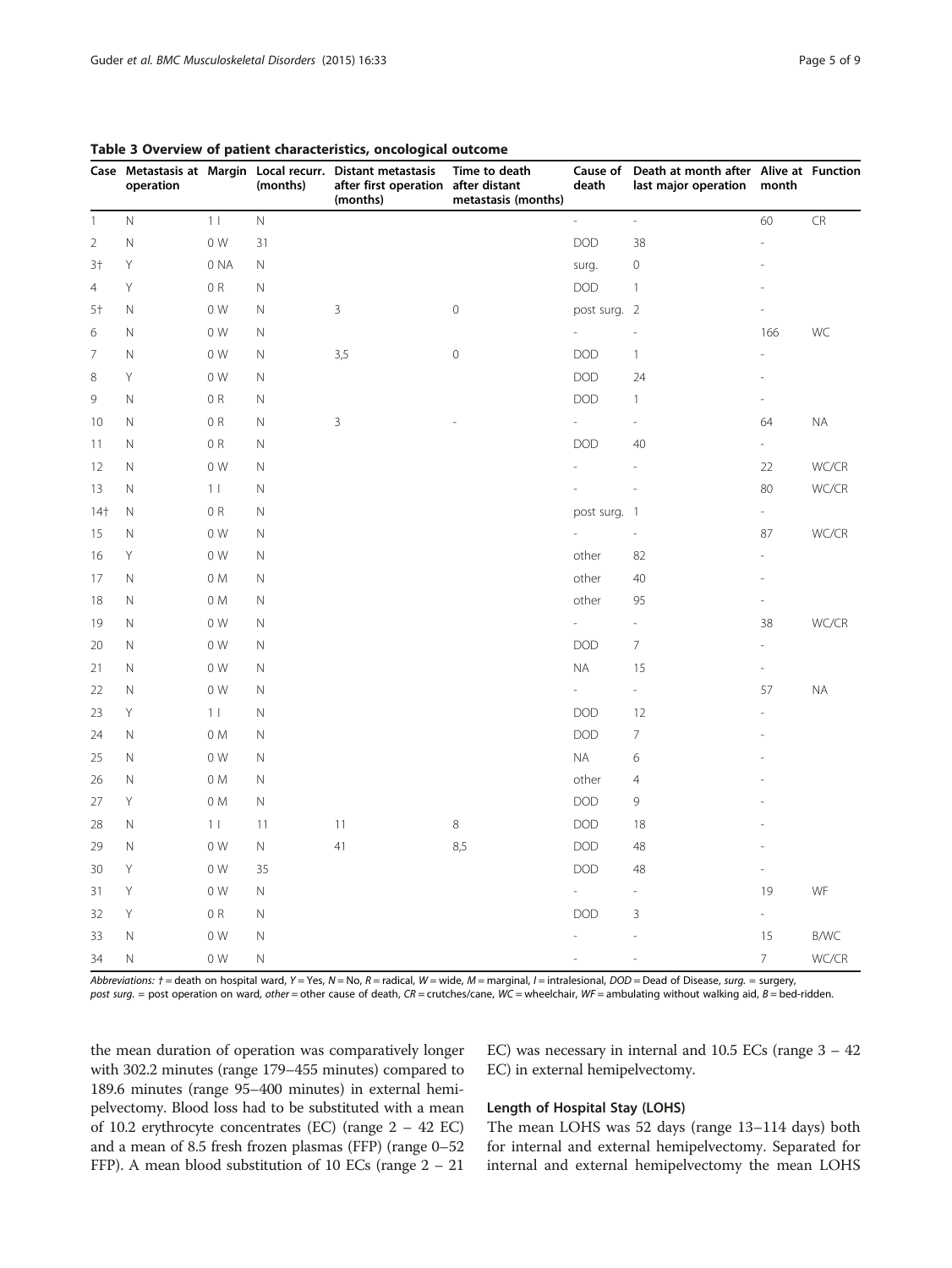**Table 3 Overview of patient characteristics, oncological outcome**

| Case | Metastasis at operation | Margin | Local recurr. (months) | Distant metastasis after first operation (months) | Time to death after distant metastasis (months) | Cause of death | Death at month after last major operation | Alive at month | Function |
|---|---|---|---|---|---|---|---|---|---|
| 1 | N | 1 I | N | | | - | - | 60 | CR |
| 2 | N | 0 W | 31 | | | DOD | 38 | - | |
| 3† | Y | 0 NA | N | | | surg. | 0 | - | |
| 4 | Y | 0 R | N | | | DOD | 1 | - | |
| 5† | N | 0 W | N | 3 | 0 | post surg. | 2 | - | |
| 6 | N | 0 W | N | | | - | - | 166 | WC |
| 7 | N | 0 W | N | 3,5 | 0 | DOD | 1 | - | |
| 8 | Y | 0 W | N | | | DOD | 24 | - | |
| 9 | N | 0 R | N | | | DOD | 1 | - | |
| 10 | N | 0 R | N | 3 | - | - | - | 64 | NA |
| 11 | N | 0 R | N | | | DOD | 40 | - | |
| 12 | N | 0 W | N | | | - | - | 22 | WC/CR |
| 13 | N | 1 I | N | | | - | - | 80 | WC/CR |
| 14† | N | 0 R | N | | | post surg. | 1 | - | |
| 15 | N | 0 W | N | | | - | - | 87 | WC/CR |
| 16 | Y | 0 W | N | | | other | 82 | - | |
| 17 | N | 0 M | N | | | other | 40 | - | |
| 18 | N | 0 M | N | | | other | 95 | - | |
| 19 | N | 0 W | N | | | - | - | 38 | WC/CR |
| 20 | N | 0 W | N | | | DOD | 7 | - | |
| 21 | N | 0 W | N | | | NA | 15 | - | |
| 22 | N | 0 W | N | | | - | - | 57 | NA |
| 23 | Y | 1 I | N | | | DOD | 12 | - | |
| 24 | N | 0 M | N | | | DOD | 7 | - | |
| 25 | N | 0 W | N | | | NA | 6 | - | |
| 26 | N | 0 M | N | | | other | 4 | - | |
| 27 | Y | 0 M | N | | | DOD | 9 | - | |
| 28 | N | 1 I | 11 | 11 | 8 | DOD | 18 | - | |
| 29 | N | 0 W | N | 41 | 8,5 | DOD | 48 | - | |
| 30 | Y | 0 W | 35 | | | DOD | 48 | - | |
| 31 | Y | 0 W | N | | | - | - | 19 | WF |
| 32 | Y | 0 R | N | | | DOD | 3 | - | |
| 33 | N | 0 W | N | | | - | - | 15 | B/WC |
| 34 | N | 0 W | N | | | - | - | 7 | WC/CR |

*Abbreviations: † = death on hospital ward, Y = Yes, N = No, R = radical, W = wide, M = marginal, I = intralesional, DOD = Dead of Disease, surg. = surgery, post surg. = post operation on ward, other = other cause of death, CR = crutches/cane, WC = wheelchair, WF = ambulating without walking aid, B = bed-ridden.*

the mean duration of operation was comparatively longer with 302.2 minutes (range 179–455 minutes) compared to 189.6 minutes (range 95–400 minutes) in external hemipelvectomy. Blood loss had to be substituted with a mean of 10.2 erythrocyte concentrates (EC) (range 2 – 42 EC) and a mean of 8.5 fresh frozen plasmas (FFP) (range 0–52 FFP). A mean blood substitution of 10 ECs (range 2 – 21 EC) was necessary in internal and 10.5 ECs (range 3 – 42 EC) in external hemipelvectomy.

### Length of Hospital Stay (LOHS)

The mean LOHS was 52 days (range 13–114 days) both for internal and external hemipelvectomy. Separated for internal and external hemipelvectomy the mean LOHS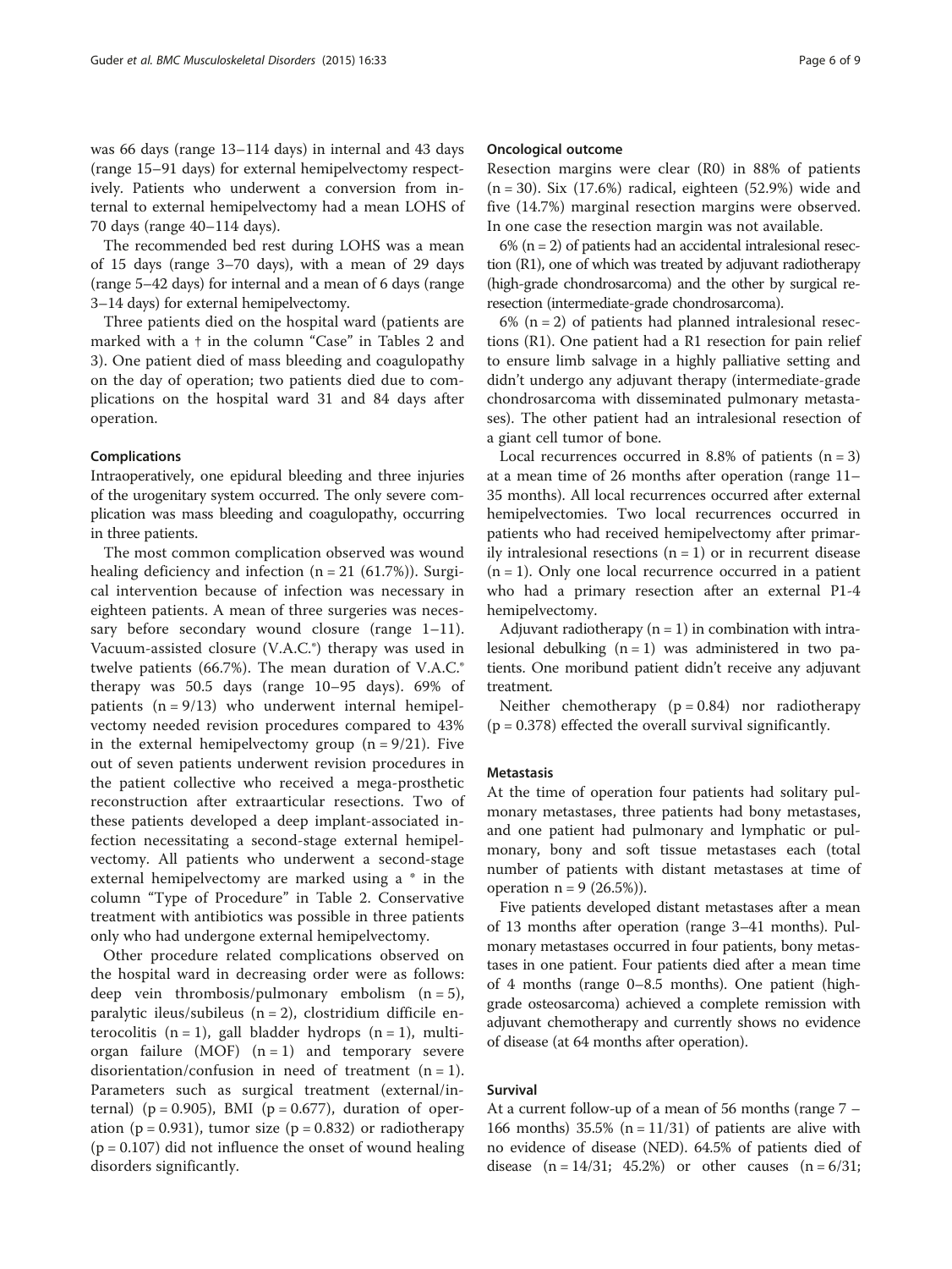was 66 days (range 13–114 days) in internal and 43 days (range 15–91 days) for external hemipelvectomy respectively. Patients who underwent a conversion from internal to external hemipelvectomy had a mean LOHS of 70 days (range 40–114 days).

The recommended bed rest during LOHS was a mean of 15 days (range 3–70 days), with a mean of 29 days (range 5–42 days) for internal and a mean of 6 days (range 3–14 days) for external hemipelvectomy.

Three patients died on the hospital ward (patients are marked with a † in the column "Case" in Tables 2 and 3). One patient died of mass bleeding and coagulopathy on the day of operation; two patients died due to complications on the hospital ward 31 and 84 days after operation.

### Complications

Intraoperatively, one epidural bleeding and three injuries of the urogenitary system occurred. The only severe complication was mass bleeding and coagulopathy, occurring in three patients.

The most common complication observed was wound healing deficiency and infection (n = 21 (61.7%)). Surgical intervention because of infection was necessary in eighteen patients. A mean of three surgeries was necessary before secondary wound closure (range 1–11). Vacuum-assisted closure (V.A.C.®) therapy was used in twelve patients (66.7%). The mean duration of V.A.C.® therapy was 50.5 days (range 10–95 days). 69% of patients (n = 9/13) who underwent internal hemipelvectomy needed revision procedures compared to 43% in the external hemipelvectomy group (n = 9/21). Five out of seven patients underwent revision procedures in the patient collective who received a mega-prosthetic reconstruction after extraarticular resections. Two of these patients developed a deep implant-associated infection necessitating a second-stage external hemipelvectomy. All patients who underwent a second-stage external hemipelvectomy are marked using a * in the column "Type of Procedure" in Table 2. Conservative treatment with antibiotics was possible in three patients only who had undergone external hemipelvectomy.

Other procedure related complications observed on the hospital ward in decreasing order were as follows: deep vein thrombosis/pulmonary embolism (n = 5), paralytic ileus/subileus (n = 2), clostridium difficile enterocolitis (n = 1), gall bladder hydrops (n = 1), multiorgan failure (MOF) (n = 1) and temporary severe disorientation/confusion in need of treatment (n = 1). Parameters such as surgical treatment (external/internal) (p = 0.905), BMI (p = 0.677), duration of operation (p = 0.931), tumor size (p = 0.832) or radiotherapy (p = 0.107) did not influence the onset of wound healing disorders significantly.

### Oncological outcome

Resection margins were clear (R0) in 88% of patients (n = 30). Six (17.6%) radical, eighteen (52.9%) wide and five (14.7%) marginal resection margins were observed. In one case the resection margin was not available.

6% (n = 2) of patients had an accidental intralesional resection (R1), one of which was treated by adjuvant radiotherapy (high-grade chondrosarcoma) and the other by surgical re-resection (intermediate-grade chondrosarcoma).

6% (n = 2) of patients had planned intralesional resections (R1). One patient had a R1 resection for pain relief to ensure limb salvage in a highly palliative setting and didn't undergo any adjuvant therapy (intermediate-grade chondrosarcoma with disseminated pulmonary metastases). The other patient had an intralesional resection of a giant cell tumor of bone.

Local recurrences occurred in 8.8% of patients (n = 3) at a mean time of 26 months after operation (range 11–35 months). All local recurrences occurred after external hemipelvectomies. Two local recurrences occurred in patients who had received hemipelvectomy after primarily intralesional resections (n = 1) or in recurrent disease (n = 1). Only one local recurrence occurred in a patient who had a primary resection after an external P1-4 hemipelvectomy.

Adjuvant radiotherapy (n = 1) in combination with intralesional debulking (n = 1) was administered in two patients. One moribund patient didn't receive any adjuvant treatment.

Neither chemotherapy (p = 0.84) nor radiotherapy (p = 0.378) effected the overall survival significantly.

### Metastasis

At the time of operation four patients had solitary pulmonary metastases, three patients had bony metastases, and one patient had pulmonary and lymphatic or pulmonary, bony and soft tissue metastases each (total number of patients with distant metastases at time of operation n = 9 (26.5%)).

Five patients developed distant metastases after a mean of 13 months after operation (range 3–41 months). Pulmonary metastases occurred in four patients, bony metastases in one patient. Four patients died after a mean time of 4 months (range 0–8.5 months). One patient (high-grade osteosarcoma) achieved a complete remission with adjuvant chemotherapy and currently shows no evidence of disease (at 64 months after operation).

### Survival

At a current follow-up of a mean of 56 months (range 7 – 166 months) 35.5% (n = 11/31) of patients are alive with no evidence of disease (NED). 64.5% of patients died of disease (n = 14/31; 45.2%) or other causes (n = 6/31;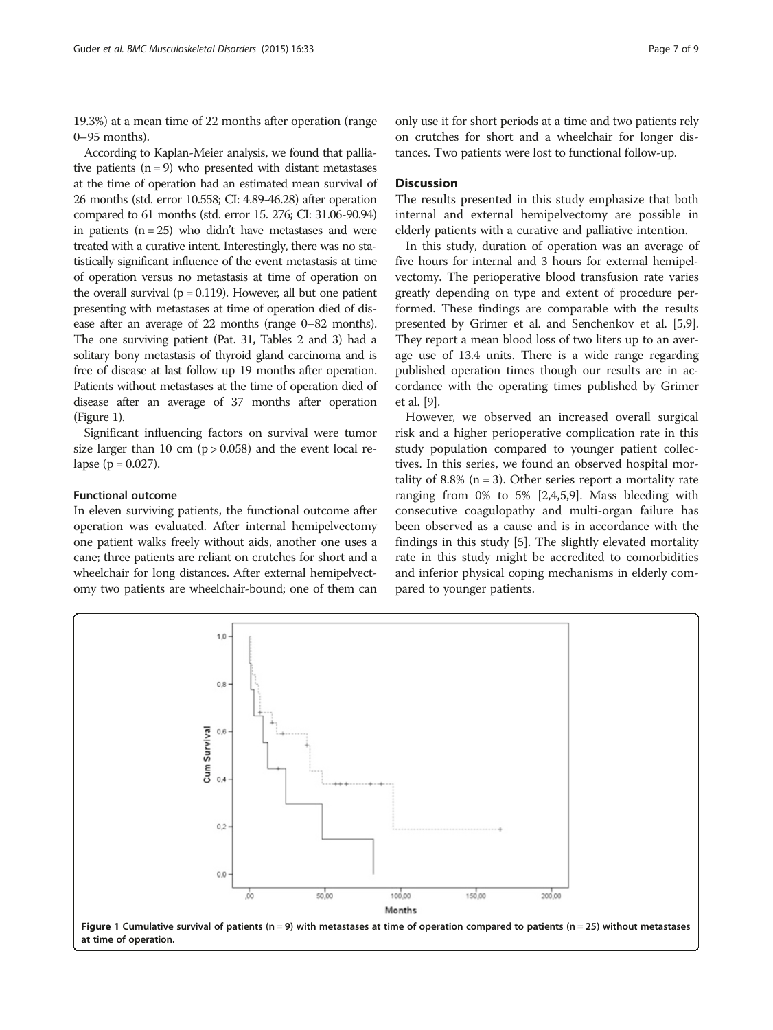19.3%) at a mean time of 22 months after operation (range 0–95 months).

According to Kaplan-Meier analysis, we found that palliative patients (n = 9) who presented with distant metastases at the time of operation had an estimated mean survival of 26 months (std. error 10.558; CI: 4.89-46.28) after operation compared to 61 months (std. error 15. 276; CI: 31.06-90.94) in patients (n = 25) who didn't have metastases and were treated with a curative intent. Interestingly, there was no statistically significant influence of the event metastasis at time of operation versus no metastasis at time of operation on the overall survival (p = 0.119). However, all but one patient presenting with metastases at time of operation died of disease after an average of 22 months (range 0–82 months). The one surviving patient (Pat. 31, Tables 2 and 3) had a solitary bony metastasis of thyroid gland carcinoma and is free of disease at last follow up 19 months after operation. Patients without metastases at the time of operation died of disease after an average of 37 months after operation (Figure 1).

Significant influencing factors on survival were tumor size larger than 10 cm (p > 0.058) and the event local relapse (p = 0.027).

### Functional outcome

In eleven surviving patients, the functional outcome after operation was evaluated. After internal hemipelvectomy one patient walks freely without aids, another one uses a cane; three patients are reliant on crutches for short and a wheelchair for long distances. After external hemipelvectomy two patients are wheelchair-bound; one of them can only use it for short periods at a time and two patients rely on crutches for short and a wheelchair for longer distances. Two patients were lost to functional follow-up.

## Discussion

The results presented in this study emphasize that both internal and external hemipelvectomy are possible in elderly patients with a curative and palliative intention.

In this study, duration of operation was an average of five hours for internal and 3 hours for external hemipelvectomy. The perioperative blood transfusion rate varies greatly depending on type and extent of procedure performed. These findings are comparable with the results presented by Grimer et al. and Senchenkov et al. [5,9]. They report a mean blood loss of two liters up to an average use of 13.4 units. There is a wide range regarding published operation times though our results are in accordance with the operating times published by Grimer et al. [9].

However, we observed an increased overall surgical risk and a higher perioperative complication rate in this study population compared to younger patient collectives. In this series, we found an observed hospital mortality of 8.8% (n = 3). Other series report a mortality rate ranging from 0% to 5% [2,4,5,9]. Mass bleeding with consecutive coagulopathy and multi-organ failure has been observed as a cause and is in accordance with the findings in this study [5]. The slightly elevated mortality rate in this study might be accredited to comorbidities and inferior physical coping mechanisms in elderly compared to younger patients.

**Figure 1** Cumulative survival of patients (n = 9) with metastases at time of operation compared to patients (n = 25) without metastases at time of operation.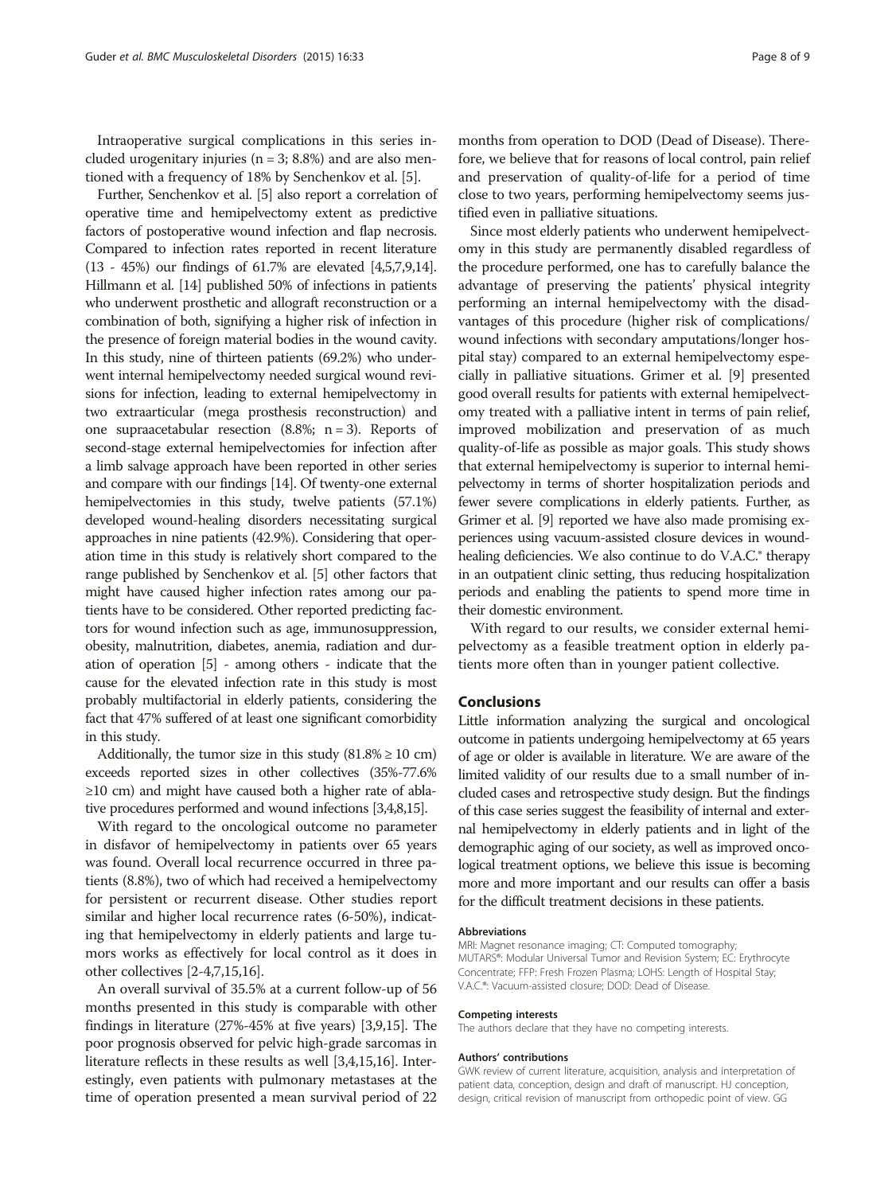Intraoperative surgical complications in this series included urogenitary injuries (n = 3; 8.8%) and are also mentioned with a frequency of 18% by Senchenkov et al. [5].

Further, Senchenkov et al. [5] also report a correlation of operative time and hemipelvectomy extent as predictive factors of postoperative wound infection and flap necrosis. Compared to infection rates reported in recent literature (13 - 45%) our findings of 61.7% are elevated [4,5,7,9,14]. Hillmann et al. [14] published 50% of infections in patients who underwent prosthetic and allograft reconstruction or a combination of both, signifying a higher risk of infection in the presence of foreign material bodies in the wound cavity. In this study, nine of thirteen patients (69.2%) who underwent internal hemipelvectomy needed surgical wound revisions for infection, leading to external hemipelvectomy in two extraarticular (mega prosthesis reconstruction) and one supraacetabular resection (8.8%; n = 3). Reports of second-stage external hemipelvectomies for infection after a limb salvage approach have been reported in other series and compare with our findings [14]. Of twenty-one external hemipelvectomies in this study, twelve patients (57.1%) developed wound-healing disorders necessitating surgical approaches in nine patients (42.9%). Considering that operation time in this study is relatively short compared to the range published by Senchenkov et al. [5] other factors that might have caused higher infection rates among our patients have to be considered. Other reported predicting factors for wound infection such as age, immunosuppression, obesity, malnutrition, diabetes, anemia, radiation and duration of operation [5] - among others - indicate that the cause for the elevated infection rate in this study is most probably multifactorial in elderly patients, considering the fact that 47% suffered of at least one significant comorbidity in this study.

Additionally, the tumor size in this study (81.8% ≥ 10 cm) exceeds reported sizes in other collectives (35%-77.6% ≥10 cm) and might have caused both a higher rate of ablative procedures performed and wound infections [3,4,8,15].

With regard to the oncological outcome no parameter in disfavor of hemipelvectomy in patients over 65 years was found. Overall local recurrence occurred in three patients (8.8%), two of which had received a hemipelvectomy for persistent or recurrent disease. Other studies report similar and higher local recurrence rates (6-50%), indicating that hemipelvectomy in elderly patients and large tumors works as effectively for local control as it does in other collectives [2-4,7,15,16].

An overall survival of 35.5% at a current follow-up of 56 months presented in this study is comparable with other findings in literature (27%-45% at five years) [3,9,15]. The poor prognosis observed for pelvic high-grade sarcomas in literature reflects in these results as well [3,4,15,16]. Interestingly, even patients with pulmonary metastases at the time of operation presented a mean survival period of 22 months from operation to DOD (Dead of Disease). Therefore, we believe that for reasons of local control, pain relief and preservation of quality-of-life for a period of time close to two years, performing hemipelvectomy seems justified even in palliative situations.

Since most elderly patients who underwent hemipelvectomy in this study are permanently disabled regardless of the procedure performed, one has to carefully balance the advantage of preserving the patients' physical integrity performing an internal hemipelvectomy with the disadvantages of this procedure (higher risk of complications/wound infections with secondary amputations/longer hospital stay) compared to an external hemipelvectomy especially in palliative situations. Grimer et al. [9] presented good overall results for patients with external hemipelvectomy treated with a palliative intent in terms of pain relief, improved mobilization and preservation of as much quality-of-life as possible as major goals. This study shows that external hemipelvectomy is superior to internal hemipelvectomy in terms of shorter hospitalization periods and fewer severe complications in elderly patients. Further, as Grimer et al. [9] reported we have also made promising experiences using vacuum-assisted closure devices in wound-healing deficiencies. We also continue to do V.A.C.® therapy in an outpatient clinic setting, thus reducing hospitalization periods and enabling the patients to spend more time in their domestic environment.

With regard to our results, we consider external hemipelvectomy as a feasible treatment option in elderly patients more often than in younger patient collective.

## Conclusions

Little information analyzing the surgical and oncological outcome in patients undergoing hemipelvectomy at 65 years of age or older is available in literature. We are aware of the limited validity of our results due to a small number of included cases and retrospective study design. But the findings of this case series suggest the feasibility of internal and external hemipelvectomy in elderly patients and in light of the demographic aging of our society, as well as improved oncological treatment options, we believe this issue is becoming more and more important and our results can offer a basis for the difficult treatment decisions in these patients.

#### Abbreviations

MRI: Magnet resonance imaging; CT: Computed tomography; MUTARS®: Modular Universal Tumor and Revision System; EC: Erythrocyte Concentrate; FFP: Fresh Frozen Plasma; LOHS: Length of Hospital Stay; V.A.C.®: Vacuum-assisted closure; DOD: Dead of Disease.

#### Competing interests

The authors declare that they have no competing interests.

#### Authors' contributions

GWK review of current literature, acquisition, analysis and interpretation of patient data, conception, design and draft of manuscript. HJ conception, design, critical revision of manuscript from orthopedic point of view. GG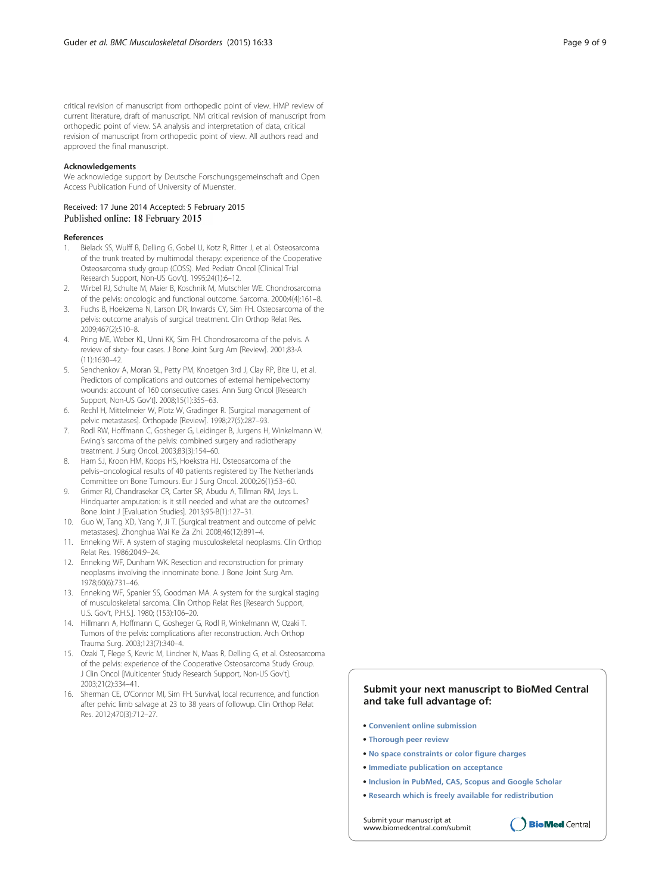critical revision of manuscript from orthopedic point of view. HMP review of current literature, draft of manuscript. NM critical revision of manuscript from orthopedic point of view. SA analysis and interpretation of data, critical revision of manuscript from orthopedic point of view. All authors read and approved the final manuscript.

#### Acknowledgements

We acknowledge support by Deutsche Forschungsgemeinschaft and Open Access Publication Fund of University of Muenster.

Received: 17 June 2014 Accepted: 5 February 2015
Published online: 18 February 2015

#### References

1. Bielack SS, Wulff B, Delling G, Gobel U, Kotz R, Ritter J, et al. Osteosarcoma of the trunk treated by multimodal therapy: experience of the Cooperative Osteosarcoma study group (COSS). Med Pediatr Oncol [Clinical Trial Research Support, Non-US Gov't]. 1995;24(1):6–12.
2. Wirbel RJ, Schulte M, Maier B, Koschnik M, Mutschler WE. Chondrosarcoma of the pelvis: oncologic and functional outcome. Sarcoma. 2000;4(4):161–8.
3. Fuchs B, Hoekzema N, Larson DR, Inwards CY, Sim FH. Osteosarcoma of the pelvis: outcome analysis of surgical treatment. Clin Orthop Relat Res. 2009;467(2):510–8.
4. Pring ME, Weber KL, Unni KK, Sim FH. Chondrosarcoma of the pelvis. A review of sixty- four cases. J Bone Joint Surg Am [Review]. 2001;83-A (11):1630–42.
5. Senchenkov A, Moran SL, Petty PM, Knoetgen 3rd J, Clay RP, Bite U, et al. Predictors of complications and outcomes of external hemipelvectomy wounds: account of 160 consecutive cases. Ann Surg Oncol [Research Support, Non-US Gov't]. 2008;15(1):355–63.
6. Rechl H, Mittelmeier W, Plotz W, Gradinger R. [Surgical management of pelvic metastases]. Orthopade [Review]. 1998;27(5):287–93.
7. Rodl RW, Hoffmann C, Gosheger G, Leidinger B, Jurgens H, Winkelmann W. Ewing's sarcoma of the pelvis: combined surgery and radiotherapy treatment. J Surg Oncol. 2003;83(3):154–60.
8. Ham SJ, Kroon HM, Koops HS, Hoekstra HJ. Osteosarcoma of the pelvis–oncological results of 40 patients registered by The Netherlands Committee on Bone Tumours. Eur J Surg Oncol. 2000;26(1):53–60.
9. Grimer RJ, Chandrasekar CR, Carter SR, Abudu A, Tillman RM, Jeys L. Hindquarter amputation: is it still needed and what are the outcomes? Bone Joint J [Evaluation Studies]. 2013;95-B(1):127–31.
10. Guo W, Tang XD, Yang Y, Ji T. [Surgical treatment and outcome of pelvic metastases]. Zhonghua Wai Ke Za Zhi. 2008;46(12):891–4.
11. Enneking WF. A system of staging musculoskeletal neoplasms. Clin Orthop Relat Res. 1986;204:9–24.
12. Enneking WF, Dunham WK. Resection and reconstruction for primary neoplasms involving the innominate bone. J Bone Joint Surg Am. 1978;60(6):731–46.
13. Enneking WF, Spanier SS, Goodman MA. A system for the surgical staging of musculoskeletal sarcoma. Clin Orthop Relat Res [Research Support, U.S. Gov't, P.H.S.]. 1980; (153):106–20.
14. Hillmann A, Hoffmann C, Gosheger G, Rodl R, Winkelmann W, Ozaki T. Tumors of the pelvis: complications after reconstruction. Arch Orthop Trauma Surg. 2003;123(7):340–4.
15. Ozaki T, Flege S, Kevric M, Lindner N, Maas R, Delling G, et al. Osteosarcoma of the pelvis: experience of the Cooperative Osteosarcoma Study Group. J Clin Oncol [Multicenter Study Research Support, Non-US Gov't]. 2003;21(2):334–41.
16. Sherman CE, O'Connor MI, Sim FH. Survival, local recurrence, and function after pelvic limb salvage at 23 to 38 years of followup. Clin Orthop Relat Res. 2012;470(3):712–27.

**Submit your next manuscript to BioMed Central and take full advantage of:**

- **Convenient online submission**
- **Thorough peer review**
- **No space constraints or color figure charges**
- **Immediate publication on acceptance**
- **Inclusion in PubMed, CAS, Scopus and Google Scholar**
- **Research which is freely available for redistribution**

Submit your manuscript at
www.biomedcentral.com/submit

BioMed Central